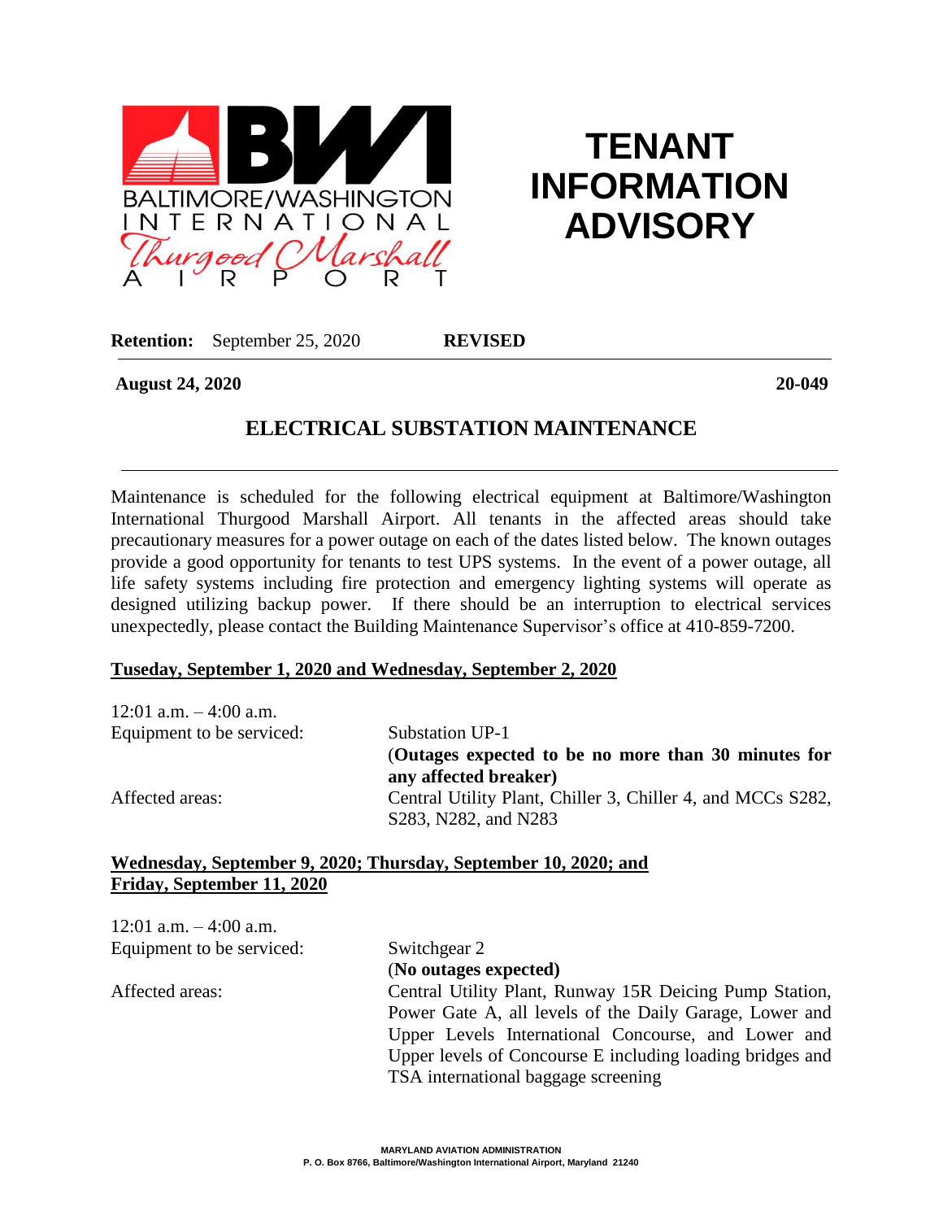# TENANT INFORMATION ADVISORY

**Retention:** September 25, 2020 **REVISED**

**August 24, 2020** **20-049**

## ELECTRICAL SUBSTATION MAINTENANCE

Maintenance is scheduled for the following electrical equipment at Baltimore/Washington International Thurgood Marshall Airport. All tenants in the affected areas should take precautionary measures for a power outage on each of the dates listed below. The known outages provide a good opportunity for tenants to test UPS systems. In the event of a power outage, all life safety systems including fire protection and emergency lighting systems will operate as designed utilizing backup power. If there should be an interruption to electrical services unexpectedly, please contact the Building Maintenance Supervisor's office at 410-859-7200.

**Tuseday, September 1, 2020 and Wednesday, September 2, 2020**

12:01 a.m. – 4:00 a.m.

Equipment to be serviced: Substation UP-1 (**Outages expected to be no more than 30 minutes for any affected breaker)**

Affected areas: Central Utility Plant, Chiller 3, Chiller 4, and MCCs S282, S283, N282, and N283

**Wednesday, September 9, 2020; Thursday, September 10, 2020; and Friday, September 11, 2020**

12:01 a.m. – 4:00 a.m.

Equipment to be serviced: Switchgear 2 (**No outages expected)**

Affected areas: Central Utility Plant, Runway 15R Deicing Pump Station, Power Gate A, all levels of the Daily Garage, Lower and Upper Levels International Concourse, and Lower and Upper levels of Concourse E including loading bridges and TSA international baggage screening

MARYLAND AVIATION ADMINISTRATION
P. O. Box 8766, Baltimore/Washington International Airport, Maryland 21240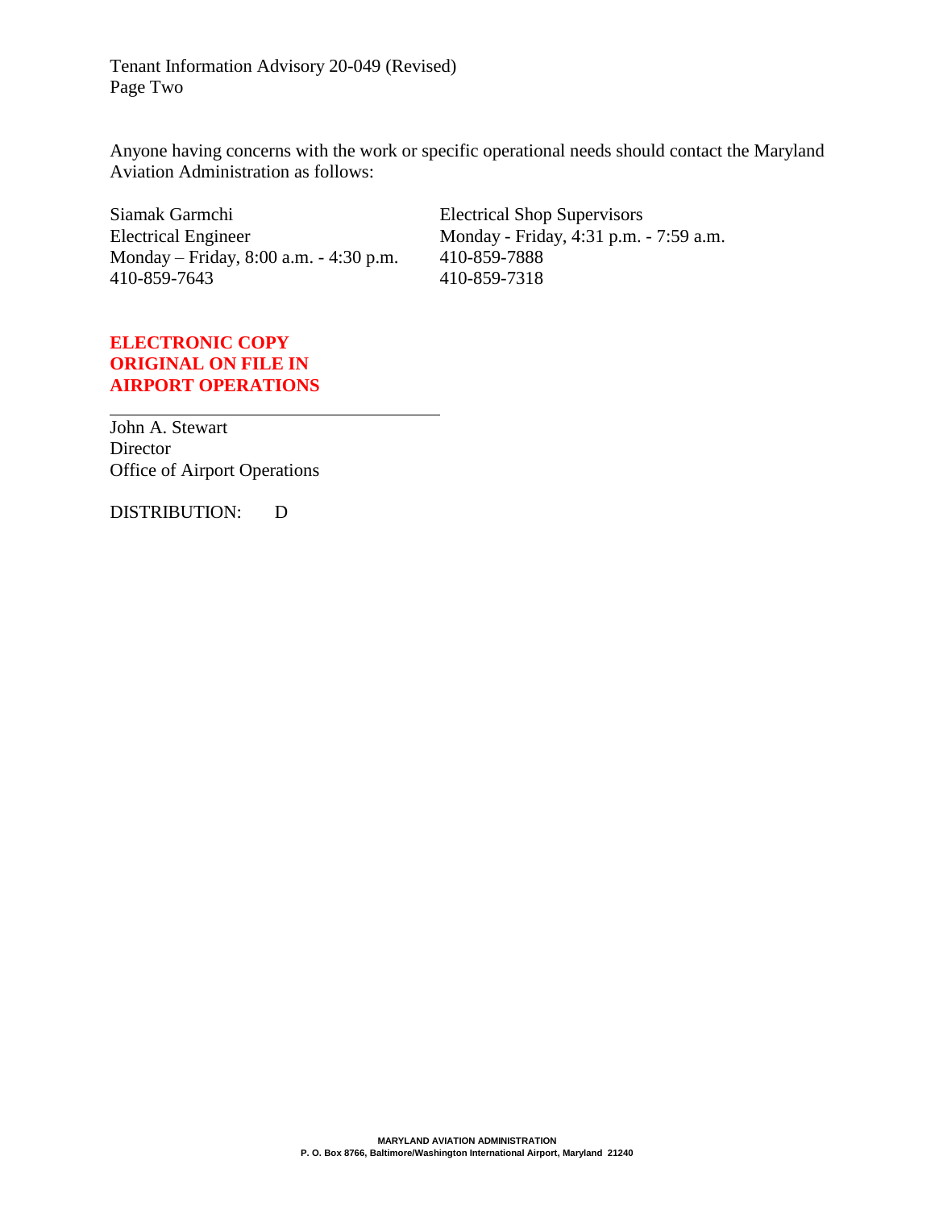Anyone having concerns with the work or specific operational needs should contact the Maryland Aviation Administration as follows:

Siamak Garmchi
Electrical Engineer
Monday – Friday, 8:00 a.m. - 4:30 p.m.
410-859-7643

Electrical Shop Supervisors
Monday - Friday, 4:31 p.m. - 7:59 a.m.
410-859-7888
410-859-7318

**ELECTRONIC COPY**
**ORIGINAL ON FILE IN**
**AIRPORT OPERATIONS**

John A. Stewart
Director
Office of Airport Operations

DISTRIBUTION: D

MARYLAND AVIATION ADMINISTRATION
P. O. Box 8766, Baltimore/Washington International Airport, Maryland 21240